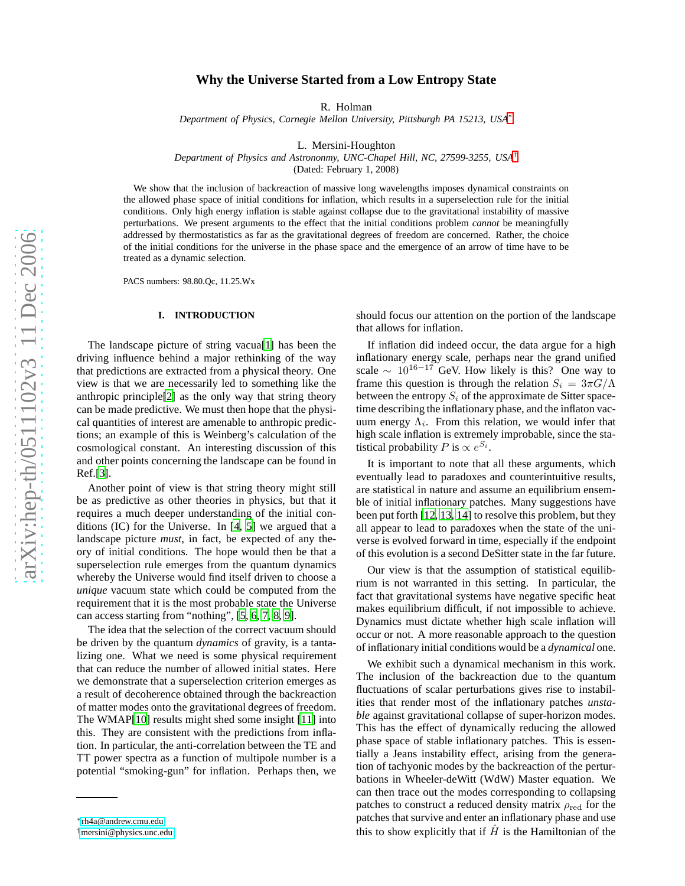# Why the Universe Started from a Low Entropy State

R. Holman

*Department of Physics, Carnegie Mellon University, Pittsburgh PA 15213, USA*[*]

L. Mersini-Houghton

*Department of Physics and Astronomy, UNC-Chapel Hill, NC, 27599-3255, USA*[†]

(Dated: February 1, 2008)

We show that the inclusion of backreaction of massive long wavelengths imposes dynamical constraints on the allowed phase space of initial conditions for inflation, which results in a superselection rule for the initial conditions. Only high energy inflation is stable against collapse due to the gravitational instability of massive perturbations. We present arguments to the effect that the initial conditions problem *cannot* be meaningfully addressed by thermostatistics as far as the gravitational degrees of freedom are concerned. Rather, the choice of the initial conditions for the universe in the phase space and the emergence of an arrow of time have to be treated as a dynamic selection.

PACS numbers: 98.80.Qc, 11.25.Wx

## I. INTRODUCTION

The landscape picture of string vacua[1] has been the driving influence behind a major rethinking of the way that predictions are extracted from a physical theory. One view is that we are necessarily led to something like the anthropic principle[2] as the only way that string theory can be made predictive. We must then hope that the physical quantities of interest are amenable to anthropic predictions; an example of this is Weinberg's calculation of the cosmological constant. An interesting discussion of this and other points concerning the landscape can be found in Ref.[3].

Another point of view is that string theory might still be as predictive as other theories in physics, but that it requires a much deeper understanding of the initial conditions (IC) for the Universe. In [4, 5] we argued that a landscape picture *must*, in fact, be expected of any theory of initial conditions. The hope would then be that a superselection rule emerges from the quantum dynamics whereby the Universe would find itself driven to choose a *unique* vacuum state which could be computed from the requirement that it is the most probable state the Universe can access starting from "nothing", [5, 6, 7, 8, 9].

The idea that the selection of the correct vacuum should be driven by the quantum *dynamics* of gravity, is a tantalizing one. What we need is some physical requirement that can reduce the number of allowed initial states. Here we demonstrate that a superselection criterion emerges as a result of decoherence obtained through the backreaction of matter modes onto the gravitational degrees of freedom. The WMAP[10] results might shed some insight [11] into this. They are consistent with the predictions from inflation. In particular, the anti-correlation between the TE and TT power spectra as a function of multipole number is a potential "smoking-gun" for inflation. Perhaps then, we should focus our attention on the portion of the landscape that allows for inflation.

If inflation did indeed occur, the data argue for a high inflationary energy scale, perhaps near the grand unified scale $\sim 10^{16-17}$ GeV. How likely is this? One way to frame this question is through the relation $S_i = 3\pi G/\Lambda$ between the entropy $S_i$ of the approximate de Sitter spacetime describing the inflationary phase, and the inflaton vacuum energy $\Lambda_i$. From this relation, we would infer that high scale inflation is extremely improbable, since the statistical probability $P$ is $\propto e^{S_i}$.

It is important to note that all these arguments, which eventually lead to paradoxes and counterintuitive results, are statistical in nature and assume an equilibrium ensemble of initial inflationary patches. Many suggestions have been put forth [12, 13, 14] to resolve this problem, but they all appear to lead to paradoxes when the state of the universe is evolved forward in time, especially if the endpoint of this evolution is a second DeSitter state in the far future.

Our view is that the assumption of statistical equilibrium is not warranted in this setting. In particular, the fact that gravitational systems have negative specific heat makes equilibrium difficult, if not impossible to achieve. Dynamics must dictate whether high scale inflation will occur or not. A more reasonable approach to the question of inflationary initial conditions would be a *dynamical* one.

We exhibit such a dynamical mechanism in this work. The inclusion of the backreaction due to the quantum fluctuations of scalar perturbations gives rise to instabilities that render most of the inflationary patches *unstable* against gravitational collapse of super-horizon modes. This has the effect of dynamically reducing the allowed phase space of stable inflationary patches. This is essentially a Jeans instability effect, arising from the generation of tachyonic modes by the backreaction of the perturbations in Wheeler-deWitt (WdW) Master equation. We can then trace out the modes corresponding to collapsing patches to construct a reduced density matrix $\rho_{\rm red}$ for the patches that survive and enter an inflationary phase and use this to show explicitly that if $\hat{H}$ is the Hamiltonian of the

[*] rh4a@andrew.cmu.edu

[†] mersini@physics.unc.edu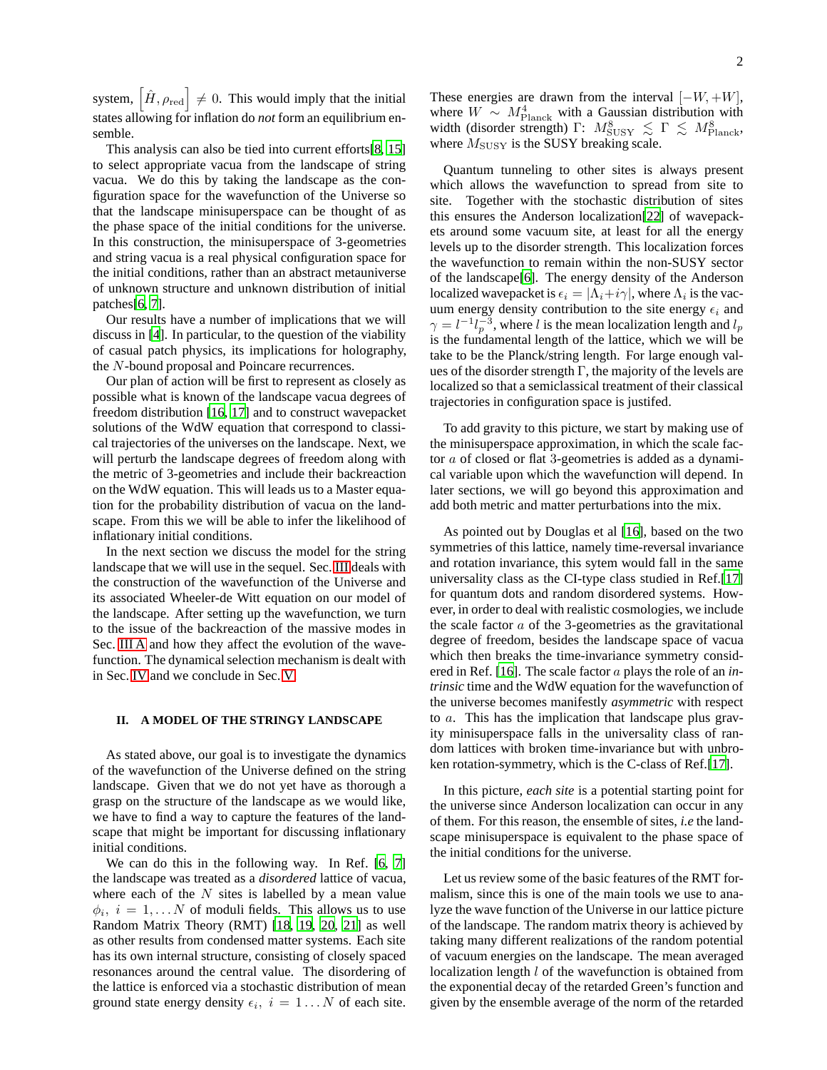system, $\left[\hat{H}, \rho_{\rm red}\right] \neq 0$. This would imply that the initial states allowing for inflation do *not* form an equilibrium ensemble.

This analysis can also be tied into current efforts[8, 15] to select appropriate vacua from the landscape of string vacua. We do this by taking the landscape as the configuration space for the wavefunction of the Universe so that the landscape minisuperspace can be thought of as the phase space of the initial conditions for the universe. In this construction, the minisuperspace of 3-geometries and string vacua is a real physical configuration space for the initial conditions, rather than an abstract metauniverse of unknown structure and unknown distribution of initial patches[6, 7].

Our results have a number of implications that we will discuss in [4]. In particular, to the question of the viability of casual patch physics, its implications for holography, the $N$-bound proposal and Poincare recurrences.

Our plan of action will be first to represent as closely as possible what is known of the landscape vacua degrees of freedom distribution [16, 17] and to construct wavepacket solutions of the WdW equation that correspond to classical trajectories of the universes on the landscape. Next, we will perturb the landscape degrees of freedom along with the metric of 3-geometries and include their backreaction on the WdW equation. This will leads us to a Master equation for the probability distribution of vacua on the landscape. From this we will be able to infer the likelihood of inflationary initial conditions.

In the next section we discuss the model for the string landscape that we will use in the sequel. Sec. III deals with the construction of the wavefunction of the Universe and its associated Wheeler-de Witt equation on our model of the landscape. After setting up the wavefunction, we turn to the issue of the backreaction of the massive modes in Sec. III A and how they affect the evolution of the wavefunction. The dynamical selection mechanism is dealt with in Sec. IV and we conclude in Sec. V.

## II. A MODEL OF THE STRINGY LANDSCAPE

As stated above, our goal is to investigate the dynamics of the wavefunction of the Universe defined on the string landscape. Given that we do not yet have as thorough a grasp on the structure of the landscape as we would like, we have to find a way to capture the features of the landscape that might be important for discussing inflationary initial conditions.

We can do this in the following way. In Ref. [6, 7] the landscape was treated as a *disordered* lattice of vacua, where each of the $N$ sites is labelled by a mean value $\phi_i,\ i = 1, \ldots N$ of moduli fields. This allows us to use Random Matrix Theory (RMT) [18, 19, 20, 21] as well as other results from condensed matter systems. Each site has its own internal structure, consisting of closely spaced resonances around the central value. The disordering of the lattice is enforced via a stochastic distribution of mean ground state energy density $\epsilon_i,\ i = 1 \ldots N$ of each site. These energies are drawn from the interval $[-W, +W]$, where $W \sim M^4_{\rm Planck}$ with a Gaussian distribution with width (disorder strength) $\Gamma$: $M^8_{\rm SUSY} \lesssim \Gamma \lesssim M^8_{\rm Planck}$, where $M_{\rm SUSY}$ is the SUSY breaking scale.

Quantum tunneling to other sites is always present which allows the wavefunction to spread from site to site. Together with the stochastic distribution of sites this ensures the Anderson localization[22] of wavepackets around some vacuum site, at least for all the energy levels up to the disorder strength. This localization forces the wavefunction to remain within the non-SUSY sector of the landscape[6]. The energy density of the Anderson localized wavepacket is $\epsilon_i = |\Lambda_i + i\gamma|$, where $\Lambda_i$ is the vacuum energy density contribution to the site energy $\epsilon_i$ and $\gamma = l^{-1} l_p^{-3}$, where $l$ is the mean localization length and $l_p$ is the fundamental length of the lattice, which we will be take to be the Planck/string length. For large enough values of the disorder strength $\Gamma$, the majority of the levels are localized so that a semiclassical treatment of their classical trajectories in configuration space is justifed.

To add gravity to this picture, we start by making use of the minisuperspace approximation, in which the scale factor $a$ of closed or flat 3-geometries is added as a dynamical variable upon which the wavefunction will depend. In later sections, we will go beyond this approximation and add both metric and matter perturbations into the mix.

As pointed out by Douglas et al [16], based on the two symmetries of this lattice, namely time-reversal invariance and rotation invariance, this sytem would fall in the same universality class as the CI-type class studied in Ref.[17] for quantum dots and random disordered systems. However, in order to deal with realistic cosmologies, we include the scale factor $a$ of the 3-geometries as the gravitational degree of freedom, besides the landscape space of vacua which then breaks the time-invariance symmetry considered in Ref. [16]. The scale factor $a$ plays the role of an *intrinsic* time and the WdW equation for the wavefunction of the universe becomes manifestly *asymmetric* with respect to $a$. This has the implication that landscape plus gravity minisuperspace falls in the universality class of random lattices with broken time-invariance but with unbroken rotation-symmetry, which is the C-class of Ref.[17].

In this picture, *each site* is a potential starting point for the universe since Anderson localization can occur in any of them. For this reason, the ensemble of sites, *i.e* the landscape minisuperspace is equivalent to the phase space of the initial conditions for the universe.

Let us review some of the basic features of the RMT formalism, since this is one of the main tools we use to analyze the wave function of the Universe in our lattice picture of the landscape. The random matrix theory is achieved by taking many different realizations of the random potential of vacuum energies on the landscape. The mean averaged localization length $l$ of the wavefunction is obtained from the exponential decay of the retarded Green's function and given by the ensemble average of the norm of the retarded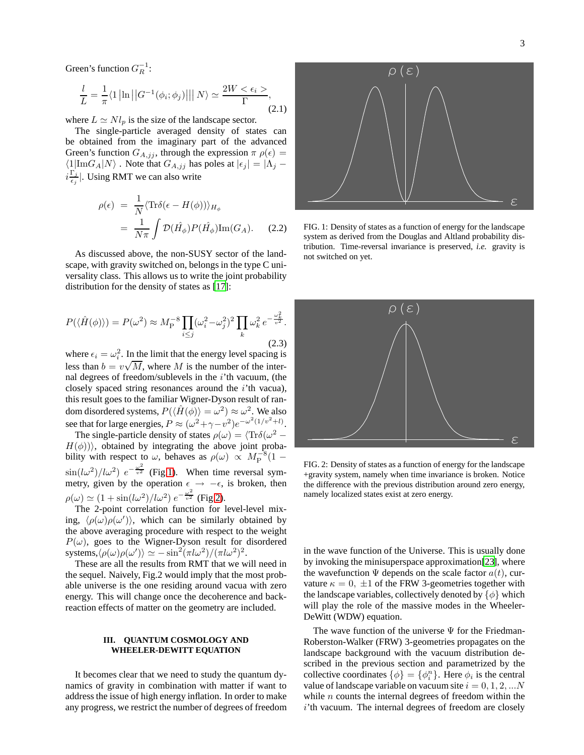Green's function $G_R^{-1}$:

$$\frac{l}{L} = \frac{1}{\pi}\langle 1 \left| \ln \right| \left| G^{-1}(\phi_i;\phi_j) \right| \left| N \right\rangle \simeq \frac{2W<\epsilon_i>}{\Gamma}, \tag{2.1}$$

where $L \simeq Nl_p$ is the size of the landscape sector.

The single-particle averaged density of states can be obtained from the imaginary part of the advanced Green's function $G_{A,jj}$, through the expression $\pi\ \rho(\epsilon) = \langle 1|\text{Im}G_A|N\rangle$ . Note that $G_{A,jj}$ has poles at $|\epsilon_j| = |\Lambda_j - i\frac{\Gamma_j}{\epsilon_j}|$. Using RMT we can also write

$$\begin{aligned}\rho(\epsilon) &= \frac{1}{N}\langle \text{Tr}\delta(\epsilon - H(\phi))\rangle_{H_\phi} \\ &= \frac{1}{N\pi}\int \mathcal{D}(\hat{H}_\phi)P(\hat{H}_\phi)\text{Im}(G_A). \end{aligned} \tag{2.2}$$

As discussed above, the non-SUSY sector of the landscape, with gravity switched on, belongs in the type C universality class. This allows us to write the joint probability distribution for the density of states as [17]:

$$P(\langle\hat{H}(\phi)\rangle) = P(\omega^2) \approx M_{\text{P}}^{-8}\prod_{i\leq j}(\omega_i^2 - \omega_j^2)^2\prod_k \omega_k^2\, e^{-\frac{\omega_k^2}{v^2}}. \tag{2.3}$$

where $\epsilon_i = \omega_i^2$. In the limit that the energy level spacing is less than $b = v\sqrt{M}$, where $M$ is the number of the internal degrees of freedom/sublevels in the $i$'th vacuum, (the closely spaced string resonances around the $i$'th vacua), this result goes to the familiar Wigner-Dyson result of random disordered systems, $P(\langle\hat{H}(\phi)\rangle = \omega^2) \approx \omega^2$. We also see that for large energies, $P \approx (\omega^2 + \gamma - v^2)e^{-\omega^2(1/v^2+l)}$.

The single-particle density of states $\rho(\omega) = \langle\text{Tr}\delta(\omega^2 - H(\phi))\rangle$, obtained by integrating the above joint probability with respect to $\omega$, behaves as $\rho(\omega) \propto M_{\text{P}}^{-8}(1 - \sin(l\omega^2)/l\omega^2)\ e^{-\frac{\omega^2}{v^2}}$ (Fig.1). When time reversal symmetry, given by the operation $\epsilon \to -\epsilon$, is broken, then $\rho(\omega) \simeq (1 + \sin(l\omega^2)/l\omega^2)\ e^{-\frac{\omega^2}{v^2}}$ (Fig.2).

The 2-point correlation function for level-level mixing, $\langle\rho(\omega)\rho(\omega')\rangle$, which can be similarly obtained by the above averaging procedure with respect to the weight $P(\omega)$, goes to the Wigner-Dyson result for disordered systems,$\langle\rho(\omega)\rho(\omega')\rangle \simeq -\sin^2(\pi l\omega^2)/(\pi l\omega^2)^2$.

These are all the results from RMT that we will need in the sequel. Naively, Fig.2 would imply that the most probable universe is the one residing around vacua with zero energy. This will change once the decoherence and backreaction effects of matter on the geometry are included.

FIG. 1: Density of states as a function of energy for the landscape system as derived from the Douglas and Altland probability distribution. Time-reversal invariance is preserved, *i.e.* gravity is not switched on yet.

FIG. 2: Density of states as a function of energy for the landscape +gravity system, namely when time invariance is broken. Notice the difference with the previous distribution around zero energy, namely localized states exist at zero energy.

## III. QUANTUM COSMOLOGY AND WHEELER-DEWITT EQUATION

It becomes clear that we need to study the quantum dynamics of gravity in combination with matter if want to address the issue of high energy inflation. In order to make any progress, we restrict the number of degrees of freedom in the wave function of the Universe. This is usually done by invoking the minisuperspace approximation[23], where the wavefunction $\Psi$ depends on the scale factor $a(t)$, curvature $\kappa = 0,\ \pm 1$ of the FRW 3-geometries together with the landscape variables, collectively denoted by $\{\phi\}$ which will play the role of the massive modes in the Wheeler-DeWitt (WDW) equation.

The wave function of the universe $\Psi$ for the Friedman-Roberston-Walker (FRW) 3-geometries propagates on the landscape background with the vacuum distribution described in the previous section and parametrized by the collective coordinates $\{\phi\} = \{\phi_i^n\}$. Here $\phi_i$ is the central value of landscape variable on vacuum site $i = 0, 1, 2, ...N$ while $n$ counts the internal degrees of freedom within the $i$'th vacuum. The internal degrees of freedom are closely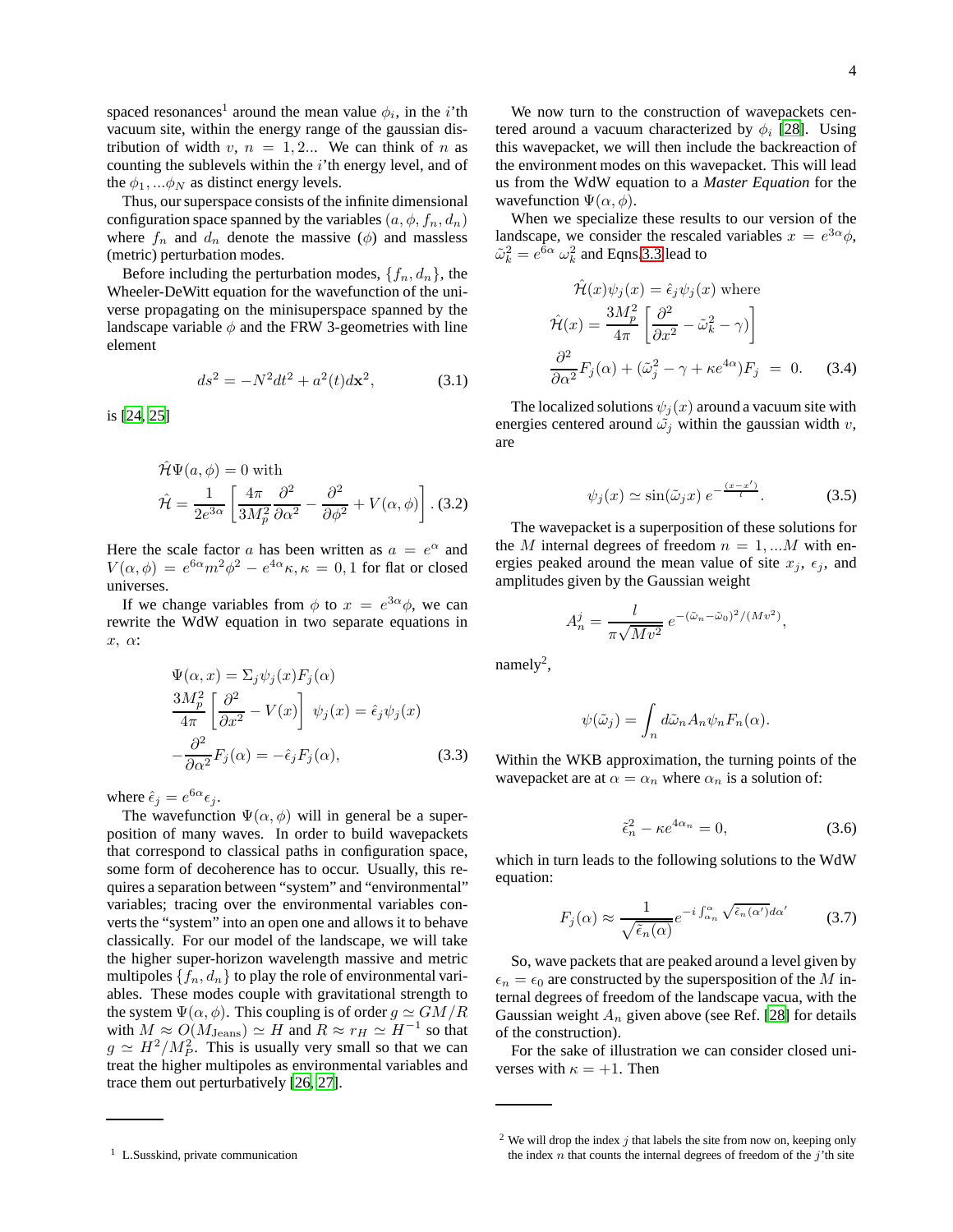spaced resonances[1] around the mean value $\phi_i$, in the $i$'th vacuum site, within the energy range of the gaussian distribution of width $v$, $n = 1, 2...$ We can think of $n$ as counting the sublevels within the $i$'th energy level, and of the $\phi_1, ...\phi_N$ as distinct energy levels.

Thus, our superspace consists of the infinite dimensional configuration space spanned by the variables $(a, \phi, f_n, d_n)$ where $f_n$ and $d_n$ denote the massive ($\phi$) and massless (metric) perturbation modes.

Before including the perturbation modes, $\{f_n, d_n\}$, the Wheeler-DeWitt equation for the wavefunction of the universe propagating on the minisuperspace spanned by the landscape variable $\phi$ and the FRW 3-geometries with line element

$$ds^2 = -N^2dt^2 + a^2(t)d\mathbf{x}^2, \tag{3.1}$$

is [24, 25]

$$\hat{\mathcal{H}}\Psi(a,\phi) = 0 \text{ with}$$
$$\hat{\mathcal{H}} = \frac{1}{2e^{3\alpha}}\left[\frac{4\pi}{3M_p^2}\frac{\partial^2}{\partial\alpha^2} - \frac{\partial^2}{\partial\phi^2} + V(\alpha,\phi)\right]. \tag{3.2}$$

Here the scale factor $a$ has been written as $a = e^\alpha$ and $V(\alpha,\phi) = e^{6\alpha}m^2\phi^2 - e^{4\alpha}\kappa, \kappa = 0, 1$ for flat or closed universes.

If we change variables from $\phi$ to $x = e^{3\alpha}\phi$, we can rewrite the WdW equation in two separate equations in $x$, $\alpha$:

$$\Psi(\alpha, x) = \Sigma_j\psi_j(x)F_j(\alpha)$$
$$\frac{3M_p^2}{4\pi}\left[\frac{\partial^2}{\partial x^2} - V(x)\right]\ \psi_j(x) = \hat{\epsilon}_j\psi_j(x)$$
$$-\frac{\partial^2}{\partial\alpha^2}F_j(\alpha) = -\hat{\epsilon}_jF_j(\alpha), \tag{3.3}$$

where $\hat{\epsilon}_j = e^{6\alpha}\epsilon_j$.

The wavefunction $\Psi(\alpha,\phi)$ will in general be a superposition of many waves. In order to build wavepackets that correspond to classical paths in configuration space, some form of decoherence has to occur. Usually, this requires a separation between "system" and "environmental" variables; tracing over the environmental variables converts the "system" into an open one and allows it to behave classically. For our model of the landscape, we will take the higher super-horizon wavelength massive and metric multipoles $\{f_n, d_n\}$ to play the role of environmental variables. These modes couple with gravitational strength to the system $\Psi(\alpha,\phi)$. This coupling is of order $g \simeq GM/R$ with $M \approx O(M_{\text{Jeans}}) \simeq H$ and $R \approx r_H \simeq H^{-1}$ so that $g \simeq H^2/M_P^2$. This is usually very small so that we can treat the higher multipoles as environmental variables and trace them out perturbatively [26, 27].

We now turn to the construction of wavepackets centered around a vacuum characterized by $\phi_i$ [28]. Using this wavepacket, we will then include the backreaction of the environment modes on this wavepacket. This will lead us from the WdW equation to a *Master Equation* for the wavefunction $\Psi(\alpha,\phi)$.

When we specialize these results to our version of the landscape, we consider the rescaled variables $x = e^{3\alpha}\phi$, $\tilde{\omega}_k^2 = e^{6\alpha}\,\omega_k^2$ and Eqns.3.3 lead to

$$\hat{\mathcal{H}}(x)\psi_j(x) = \hat{\epsilon}_j\psi_j(x) \text{ where}$$
$$\hat{\mathcal{H}}(x) = \frac{3M_p^2}{4\pi}\left[\frac{\partial^2}{\partial x^2} - \tilde{\omega}_k^2 - \gamma)\right]$$
$$\frac{\partial^2}{\partial\alpha^2}F_j(\alpha) + (\tilde{\omega}_j^2 - \gamma + \kappa e^{4\alpha})F_j \ = \ 0. \tag{3.4}$$

The localized solutions $\psi_j(x)$ around a vacuum site with energies centered around $\tilde{\omega_j}$ within the gaussian width $v$, are

$$\psi_j(x) \simeq \sin(\tilde{\omega}_jx)\,e^{-\frac{(x-x')}{l}}. \tag{3.5}$$

The wavepacket is a superposition of these solutions for the $M$ internal degrees of freedom $n = 1, ...M$ with energies peaked around the mean value of site $x_j$, $\epsilon_j$, and amplitudes given by the Gaussian weight

$$A_n^j = \frac{l}{\pi\sqrt{Mv^2}}\,e^{-(\tilde{\omega}_n - \tilde{\omega}_0)^2/(Mv^2)},$$

namely[2],

$$\psi(\tilde{\omega}_j) = \int_n d\tilde{\omega}_nA_n\psi_nF_n(\alpha).$$

Within the WKB approximation, the turning points of the wavepacket are at $\alpha = \alpha_n$ where $\alpha_n$ is a solution of:

$$\tilde{\epsilon}_n^2 - \kappa e^{4\alpha_n} = 0, \tag{3.6}$$

which in turn leads to the following solutions to the WdW equation:

$$F_j(\alpha) \approx \frac{1}{\sqrt{\tilde{\epsilon}_n(\alpha)}}e^{-i\int_{\alpha_n}^{\alpha}\sqrt{\tilde{\epsilon}_n(\alpha')}d\alpha'} \tag{3.7}$$

So, wave packets that are peaked around a level given by $\epsilon_n = \epsilon_0$ are constructed by the supersposition of the $M$ internal degrees of freedom of the landscape vacua, with the Gaussian weight $A_n$ given above (see Ref. [28] for details of the construction).

For the sake of illustration we can consider closed universes with $\kappa = +1$. Then

---

[1] L.Susskind, private communication

[2] We will drop the index $j$ that labels the site from now on, keeping only the index $n$ that counts the internal degrees of freedom of the $j$'th site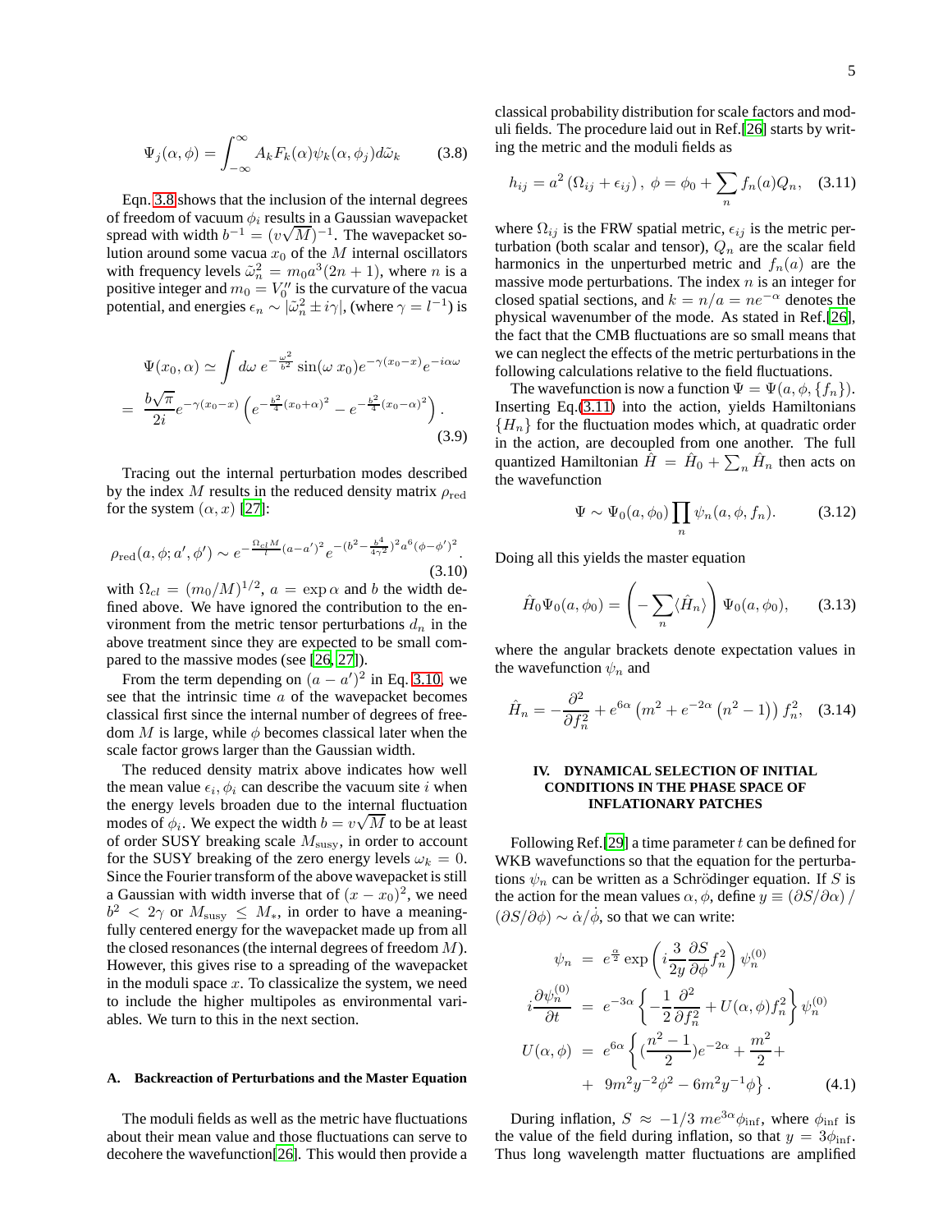$$\Psi_j(\alpha, \phi) = \int_{-\infty}^{\infty} A_k F_k(\alpha) \psi_k(\alpha, \phi_j) d\tilde{\omega}_k \tag{3.8}$$

Eqn. 3.8 shows that the inclusion of the internal degrees of freedom of vacuum $\phi_i$ results in a Gaussian wavepacket spread with width $b^{-1} = (v\sqrt{M})^{-1}$. The wavepacket solution around some vacua $x_0$ of the $M$ internal oscillators with frequency levels $\tilde{\omega}_n^2 = m_0 a^3 (2n+1)$, where $n$ is a positive integer and $m_0 = V_0''$ is the curvature of the vacua potential, and energies $\epsilon_n \sim |\tilde{\omega}_n^2 \pm i\gamma|$, (where $\gamma = l^{-1}$) is

$$\Psi(x_0, \alpha) \simeq \int d\omega\, e^{-\frac{\omega^2}{b^2}} \sin(\omega\, x_0) e^{-\gamma(x_0 - x)} e^{-i\alpha\omega}$$
$$= \frac{b\sqrt{\pi}}{2i} e^{-\gamma(x_0 - x)} \left( e^{-\frac{b^2}{4}(x_0+\alpha)^2} - e^{-\frac{b^2}{4}(x_0-\alpha)^2} \right). \tag{3.9}$$

Tracing out the internal perturbation modes described by the index $M$ results in the reduced density matrix $\rho_{\rm red}$ for the system $(\alpha, x)$ [27]:

$$\rho_{\rm red}(a, \phi; a', \phi') \sim e^{-\frac{\Omega_{cl} M}{l}(a-a')^2} e^{-(b^2 - \frac{b^4}{4\gamma^2})^2 a^6 (\phi - \phi')^2}. \tag{3.10}$$

with $\Omega_{cl} = (m_0/M)^{1/2}$, $a = \exp\alpha$ and $b$ the width defined above. We have ignored the contribution to the environment from the metric tensor perturbations $d_n$ in the above treatment since they are expected to be small compared to the massive modes (see [26, 27]).

From the term depending on $(a-a')^2$ in Eq. 3.10, we see that the intrinsic time $a$ of the wavepacket becomes classical first since the internal number of degrees of freedom $M$ is large, while $\phi$ becomes classical later when the scale factor grows larger than the Gaussian width.

The reduced density matrix above indicates how well the mean value $\epsilon_i, \phi_i$ can describe the vacuum site $i$ when the energy levels broaden due to the internal fluctuation modes of $\phi_i$. We expect the width $b = v\sqrt{M}$ to be at least of order SUSY breaking scale $M_{\rm susy}$, in order to account for the SUSY breaking of the zero energy levels $\omega_k = 0$. Since the Fourier transform of the above wavepacket is still a Gaussian with width inverse that of $(x - x_0)^2$, we need $b^2 < 2\gamma$ or $M_{\rm susy} \leq M_*$, in order to have a meaningfully centered energy for the wavepacket made up from all the closed resonances (the internal degrees of freedom $M$). However, this gives rise to a spreading of the wavepacket in the moduli space $x$. To classicalize the system, we need to include the higher multipoles as environmental variables. We turn to this in the next section.

### A. Backreaction of Perturbations and the Master Equation

The moduli fields as well as the metric have fluctuations about their mean value and those fluctuations can serve to decohere the wavefunction[26]. This would then provide a classical probability distribution for scale factors and moduli fields. The procedure laid out in Ref.[26] starts by writing the metric and the moduli fields as

$$h_{ij} = a^2 (\Omega_{ij} + \epsilon_{ij}),\ \phi = \phi_0 + \sum_n f_n(a) Q_n, \tag{3.11}$$

where $\Omega_{ij}$ is the FRW spatial metric, $\epsilon_{ij}$ is the metric perturbation (both scalar and tensor), $Q_n$ are the scalar field harmonics in the unperturbed metric and $f_n(a)$ are the massive mode perturbations. The index $n$ is an integer for closed spatial sections, and $k = n/a = ne^{-\alpha}$ denotes the physical wavenumber of the mode. As stated in Ref.[26], the fact that the CMB fluctuations are so small means that we can neglect the effects of the metric perturbations in the following calculations relative to the field fluctuations.

The wavefunction is now a function $\Psi = \Psi(a, \phi, \{f_n\})$. Inserting Eq.(3.11) into the action, yields Hamiltonians $\{H_n\}$ for the fluctuation modes which, at quadratic order in the action, are decoupled from one another. The full quantized Hamiltonian $\hat{H} = \hat{H}_0 + \sum_n \hat{H}_n$ then acts on the wavefunction

$$\Psi \sim \Psi_0(a, \phi_0) \prod_n \psi_n(a, \phi, f_n). \tag{3.12}$$

Doing all this yields the master equation

$$\hat{H}_0 \Psi_0(a, \phi_0) = \left( -\sum_n \langle \hat{H}_n \rangle \right) \Psi_0(a, \phi_0), \tag{3.13}$$

where the angular brackets denote expectation values in the wavefunction $\psi_n$ and

$$\hat{H}_n = -\frac{\partial^2}{\partial f_n^2} + e^{6\alpha}\left(m^2 + e^{-2\alpha}\left(n^2 - 1\right)\right) f_n^2, \tag{3.14}$$

## IV. DYNAMICAL SELECTION OF INITIAL CONDITIONS IN THE PHASE SPACE OF INFLATIONARY PATCHES

Following Ref.[29] a time parameter $t$ can be defined for WKB wavefunctions so that the equation for the perturbations $\psi_n$ can be written as a Schrödinger equation. If $S$ is the action for the mean values $\alpha, \phi$, define $y \equiv (\partial S/\partial\alpha)/(\partial S/\partial\phi) \sim \dot{\alpha}/\dot{\phi}$, so that we can write:

$$\begin{aligned}
\psi_n &= e^{\frac{\alpha}{2}} \exp\left( i\frac{3}{2y}\frac{\partial S}{\partial\phi} f_n^2 \right) \psi_n^{(0)} \\
i\frac{\partial \psi_n^{(0)}}{\partial t} &= e^{-3\alpha}\left\{ -\frac{1}{2}\frac{\partial^2}{\partial f_n^2} + U(\alpha,\phi) f_n^2 \right\} \psi_n^{(0)} \\
U(\alpha,\phi) &= e^{6\alpha}\left\{ (\frac{n^2-1}{2}) e^{-2\alpha} + \frac{m^2}{2} + \right. \\
&+ \left. 9m^2 y^{-2}\phi^2 - 6m^2 y^{-1}\phi \right\}.
\end{aligned} \tag{4.1}$$

During inflation, $S \approx -1/3\ me^{3\alpha}\phi_{\rm inf}$, where $\phi_{\rm inf}$ is the value of the field during inflation, so that $y = 3\phi_{\rm inf}$. Thus long wavelength matter fluctuations are amplified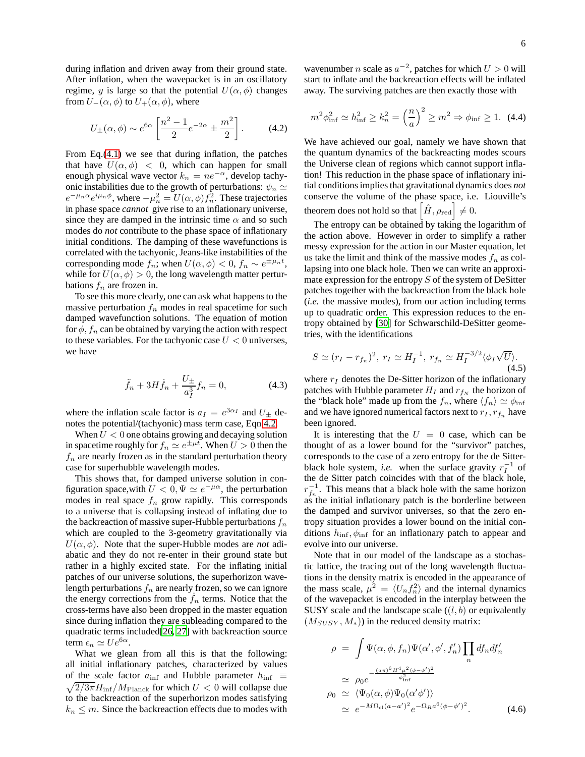during inflation and driven away from their ground state. After inflation, when the wavepacket is in an oscillatory regime, $y$ is large so that the potential $U(\alpha,\phi)$ changes from $U_-(\alpha,\phi)$ to $U_+(\alpha,\phi)$, where

$$U_\pm(\alpha,\phi) \sim e^{6\alpha}\left[\frac{n^2-1}{2}e^{-2\alpha} \pm \frac{m^2}{2}\right]. \qquad (4.2)$$

From Eq.(4.1) we see that during inflation, the patches that have $U(\alpha,\phi) < 0$, which can happen for small enough physical wave vector $k_n = ne^{-\alpha}$, develop tachyonic instabilities due to the growth of perturbations: $\psi_n \simeq e^{-\mu_n\alpha}e^{i\mu_n\phi}$, where $-\mu_n^2 = U(\alpha,\phi)f_n^2$. These trajectories in phase space *cannot* give rise to an inflationary universe, since they are damped in the intrinsic time $\alpha$ and so such modes do *not* contribute to the phase space of inflationary initial conditions. The damping of these wavefunctions is correlated with the tachyonic, Jeans-like instabilities of the corresponding mode $f_n$; when $U(\alpha,\phi) < 0$, $f_n \sim e^{\pm\mu_n t}$, while for $U(\alpha,\phi) > 0$, the long wavelength matter perturbations $f_n$ are frozen in.

To see this more clearly, one can ask what happens to the massive perturbation $f_n$ modes in real spacetime for such damped wavefunction solutions. The equation of motion for $\phi, f_n$ can be obtained by varying the action with respect to these variables. For the tachyonic case $U < 0$ universes, we have

$$\ddot{f}_n + 3H\dot{f}_n + \frac{U_\pm}{a_I^3}f_n = 0, \qquad (4.3)$$

where the inflation scale factor is $a_I = e^{3\alpha_I}$ and $U_\pm$ denotes the potential/(tachyonic) mass term case, Eqn 4.2.

When $U < 0$ one obtains growing and decaying solution in spacetime roughly for $f_n \simeq e^{\pm\mu t}$. When $U > 0$ then the $f_n$ are nearly frozen as in the standard perturbation theory case for superhubble wavelength modes.

This shows that, for damped universe solution in configuration space,with $U < 0, \Psi \simeq e^{-\mu\alpha}$, the perturbation modes in real space $f_n$ grow rapidly. This corresponds to a universe that is collapsing instead of inflating due to the backreaction of massive super-Hubble perturbations $f_n$ which are coupled to the 3-geometry gravitationally via $U(\alpha,\phi)$. Note that the super-Hubble modes are *not* adiabatic and they do not re-enter in their ground state but rather in a highly excited state. For the inflating initial patches of our universe solutions, the superhorizon wavelength perturbations $f_n$ are nearly frozen, so we can ignore the energy corrections from the $\dot{f}_n$ terms. Notice that the cross-terms have also been dropped in the master equation since during inflation they are subleading compared to the quadratic terms included[26, 27] with backreaction source term $\epsilon_n \simeq Ue^{6\alpha}$.

What we glean from all this is that the following: all initial inflationary patches, characterized by values of the scale factor $a_{\rm inf}$ and Hubble parameter $h_{\rm inf} \equiv \sqrt{2/3\pi}H_{\rm inf}/M_{\rm Planck}$ for which $U < 0$ will collapse due to the backreaction of the superhorizon modes satisfying $k_n \le m$. Since the backreaction effects due to modes with wavenumber $n$ scale as $a^{-2}$, patches for which $U > 0$ will start to inflate and the backreaction effects will be inflated away. The surviving patches are then exactly those with

$$m^2\phi_{\rm inf}^2 \simeq h_{\rm inf}^2 \ge k_n^2 = \left(\frac{n}{a}\right)^2 \ge m^2 \Rightarrow \phi_{\rm inf} \ge 1. \quad (4.4)$$

We have achieved our goal, namely we have shown that the quantum dynamics of the backreacting modes scours the Universe clean of regions which cannot support inflation! This reduction in the phase space of inflationary initial conditions implies that gravitational dynamics does *not* conserve the volume of the phase space, i.e. Liouville's theorem does not hold so that $\left[\hat{H},\rho_{\rm red}\right] \neq 0$.

The entropy can be obtained by taking the logarithm of the action above. However in order to simplify a rather messy expression for the action in our Master equation, let us take the limit and think of the massive modes $f_n$ as collapsing into one black hole. Then we can write an approximate expression for the entropy $S$ of the system of DeSitter patches together with the backreaction from the black hole (*i.e.* the massive modes), from our action including terms up to quadratic order. This expression reduces to the entropy obtained by [30] for Schwarschild-DeSitter geometries, with the identifications

$$S \simeq (r_I - r_{f_n})^2,\ r_I \simeq H_I^{-1},\ r_{f_n} \simeq H_I^{-3/2}\langle\phi_I\sqrt{U}\rangle. \quad (4.5)$$

where $r_I$ denotes the De-Sitter horizon of the inflationary patches with Hubble parameter $H_I$ and $r_{f_N}$ the horizon of the "black hole" made up from the $f_n$, where $\langle f_n\rangle \simeq \phi_{\rm inf}$ and we have ignored numerical factors next to $r_I, r_{f_n}$ have been ignored.

It is interesting that the $U = 0$ case, which can be thought of as a lower bound for the "survivor" patches, corresponds to the case of a zero entropy for the de Sitter-black hole system, *i.e.* when the surface gravity $r_I^{-1}$ of the de Sitter patch coincides with that of the black hole, $r_{f_n}^{-1}$. This means that a black hole with the same horizon as the initial inflationary patch is the borderline between the damped and survivor universes, so that the zero entropy situation provides a lower bound on the initial conditions $h_{\rm inf}, \phi_{\rm inf}$ for an inflationary patch to appear and evolve into our universe.

Note that in our model of the landscape as a stochastic lattice, the tracing out of the long wavelength fluctuations in the density matrix is encoded in the appearance of the mass scale, $\mu^2 = \langle U_n f_n^2\rangle$ and the internal dynamics of the wavepacket is encoded in the interplay between the SUSY scale and the landscape scale ($(l,b)$ or equivalently $(M_{SUSY}, M_*)$) in the reduced density matrix:

$$\begin{aligned}
\rho &= \int \Psi(\alpha,\phi,f_n)\Psi(\alpha',\phi',f_n')\prod_n df_n df_n' \\
&\simeq \rho_0 e^{-\frac{(a\pi)^6H^4\mu^2(\phi-\phi')^2}{\phi_{\rm inf}^2}} \\
\rho_0 &\simeq \langle\Psi_0(\alpha,\phi)\Psi_0(\alpha'\phi')\rangle \\
&\simeq e^{-M\Omega_{\rm cl}(a-a')^2}e^{-\Omega_R a^6(\phi-\phi')^2}. \qquad (4.6)
\end{aligned}$$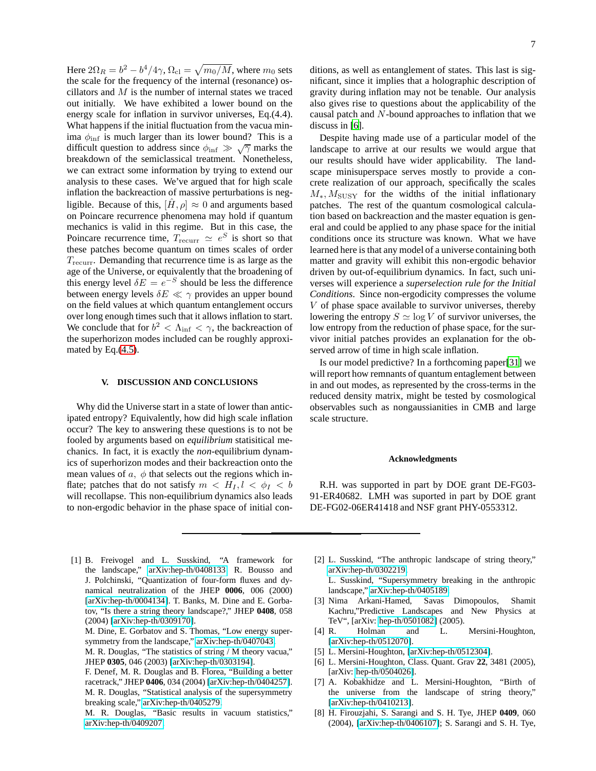Here $2\Omega_R = b^2 - b^4/4\gamma$, $\Omega_{\rm cl} = \sqrt{m_0/M}$, where $m_0$ sets the scale for the frequency of the internal (resonance) oscillators and $M$ is the number of internal states we traced out initially. We have exhibited a lower bound on the energy scale for inflation in survivor universes, Eq.(4.4). What happens if the initial fluctuation from the vacua minima $\phi_{\rm inf}$ is much larger than its lower bound? This is a difficult question to address since $\phi_{\rm inf} \gg \sqrt{\gamma}$ marks the breakdown of the semiclassical treatment. Nonetheless, we can extract some information by trying to extend our analysis to these cases. We've argued that for high scale inflation the backreaction of massive perturbations is negligible. Because of this, $[\hat{H}, \rho] \approx 0$ and arguments based on Poincare recurrence phenomena may hold if quantum mechanics is valid in this regime. But in this case, the Poincare recurrence time, $T_{\rm recurr} \simeq e^S$ is short so that these patches become quantum on times scales of order $T_{\rm recurr}$. Demanding that recurrence time is as large as the age of the Universe, or equivalently that the broadening of this energy level $\delta E = e^{-S}$ should be less the difference between energy levels $\delta E \ll \gamma$ provides an upper bound on the field values at which quantum entanglement occurs over long enough times such that it allows inflation to start. We conclude that for $b^2 < \Lambda_{\rm inf} < \gamma$, the backreaction of the superhorizon modes included can be roughly approximated by Eq.(4.5).

## V. DISCUSSION AND CONCLUSIONS

Why did the Universe start in a state of lower than anticipated entropy? Equivalently, how did high scale inflation occur? The key to answering these questions is to not be fooled by arguments based on *equilibrium* statisitical mechanics. In fact, it is exactly the *non*-equilibrium dynamics of superhorizon modes and their backreaction onto the mean values of $a$, $\phi$ that selects out the regions which inflate; patches that do not satisfy $m < H_I, l < \phi_I < b$ will recollapse. This non-equilibrium dynamics also leads to non-ergodic behavior in the phase space of initial conditions, as well as entanglement of states. This last is significant, since it implies that a holographic description of gravity during inflation may not be tenable. Our analysis also gives rise to questions about the applicability of the causal patch and $N$-bound approaches to inflation that we discuss in [6].

Despite having made use of a particular model of the landscape to arrive at our results we would argue that our results should have wider applicability. The landscape minisuperspace serves mostly to provide a concrete realization of our approach, specifically the scales $M_*, M_{\rm SUSY}$ for the widths of the initial inflationary patches. The rest of the quantum cosmological calculation based on backreaction and the master equation is general and could be applied to any phase space for the initial conditions once its structure was known. What we have learned here is that any model of a universe containing both matter and gravity will exhibit this non-ergodic behavior driven by out-of-equilibrium dynamics. In fact, such universes will experience a *superselection rule for the Initial Conditions*. Since non-ergodicity compresses the volume $V$ of phase space available to survivor universes, thereby lowering the entropy $S \simeq \log V$ of survivor universes, the low entropy from the reduction of phase space, for the survivor initial patches provides an explanation for the observed arrow of time in high scale inflation.

Is our model predictive? In a forthcoming paper[31] we will report how remnants of quantum entaglement between in and out modes, as represented by the cross-terms in the reduced density matrix, might be tested by cosmological observables such as nongaussianities in CMB and large scale structure.

### Acknowledgments

R.H. was supported in part by DOE grant DE-FG03-91-ER40682. LMH was suported in part by DOE grant DE-FG02-06ER41418 and NSF grant PHY-0553312.

---

[1] B. Freivogel and L. Susskind, "A framework for the landscape," arXiv:hep-th/0408133; R. Bousso and J. Polchinski, "Quantization of four-form fluxes and dynamical neutralization of the JHEP **0006**, 006 (2000) [arXiv:hep-th/0004134]. T. Banks, M. Dine and E. Gorbatov, "Is there a string theory landscape?," JHEP **0408**, 058 (2004) [arXiv:hep-th/0309170].
M. Dine, E. Gorbatov and S. Thomas, "Low energy supersymmetry from the landscape," arXiv:hep-th/0407043;
M. R. Douglas, "The statistics of string / M theory vacua," JHEP **0305**, 046 (2003) [arXiv:hep-th/0303194].
F. Denef, M. R. Douglas and B. Florea, "Building a better racetrack," JHEP **0406**, 034 (2004) [arXiv:hep-th/0404257].
M. R. Douglas, "Statistical analysis of the supersymmetry breaking scale," arXiv:hep-th/0405279;
M. R. Douglas, "Basic results in vacuum statistics," arXiv:hep-th/0409207

[2] L. Susskind, "The anthropic landscape of string theory," arXiv:hep-th/0302219;
L. Susskind, "Supersymmetry breaking in the anthropic landscape," arXiv:hep-th/0405189

[3] Nima Arkani-Hamed, Savas Dimopoulos, Shamit Kachru,"Predictive Landscapes and New Physics at TeV", [arXiv: hep-th/0501082] (2005).

[4] R. Holman and L. Mersini-Houghton, [arXiv:hep-th/0512070].

[5] L. Mersini-Houghton, [arXiv:hep-th/0512304].

[6] L. Mersini-Houghton, Class. Quant. Grav **22**, 3481 (2005), [arXiv: hep-th/0504026].

[7] A. Kobakhidze and L. Mersini-Houghton, "Birth of the universe from the landscape of string theory," [arXiv:hep-th/0410213].

[8] H. Firouzjahi, S. Sarangi and S. H. Tye, JHEP **0409**, 060 (2004), [arXiv:hep-th/0406107]; S. Sarangi and S. H. Tye,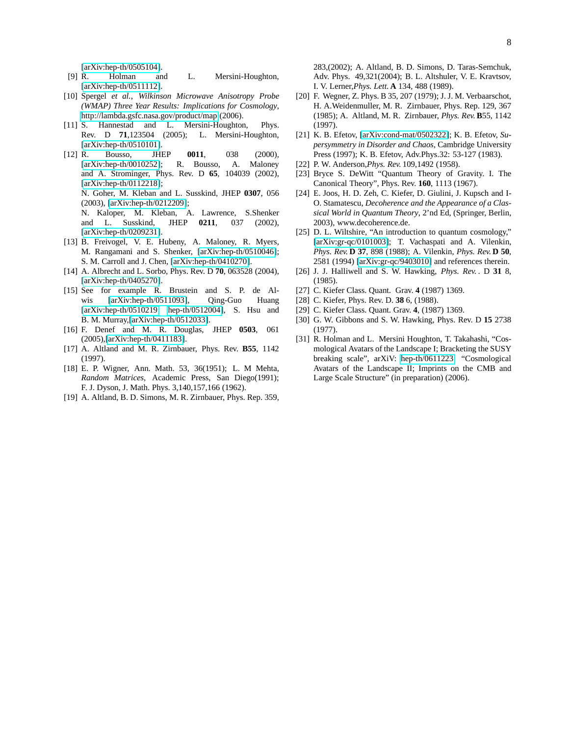[arXiv:hep-th/0505104].

[9] R. Holman and L. Mersini-Houghton, [arXiv:hep-th/0511112].

[10] Spergel *et al.*, *Wilkinson Microwave Anisotropy Probe (WMAP) Three Year Results: Implications for Cosmology*, http://lambda.gsfc.nasa.gov/product/map (2006).

[11] S. Hannestad and L. Mersini-Houghton, Phys. Rev. D **71**,123504 (2005); L. Mersini-Houghton, [arXiv:hep-th/0510101].

[12] R. Bousso, JHEP **0011**, 038 (2000), [arXiv:hep-th/0010252]; R. Bousso, A. Maloney and A. Strominger, Phys. Rev. D **65**, 104039 (2002), [arXiv:hep-th/0112218];
N. Goher, M. Kleban and L. Susskind, JHEP **0307**, 056 (2003), [arXiv:hep-th/0212209];
N. Kaloper, M. Kleban, A. Lawrence, S.Shenker and L. Susskind, JHEP **0211**, 037 (2002), [arXiv:hep-th/0209231].

[13] B. Freivogel, V. E. Hubeny, A. Maloney, R. Myers, M. Rangamani and S. Shenker, [arXiv:hep-th/0510046]; S. M. Carroll and J. Chen, [arXiv:hep-th/0410270].

[14] A. Albrecht and L. Sorbo, Phys. Rev. D **70**, 063528 (2004), [arXiv:hep-th/0405270].

[15] See for example R. Brustein and S. P. de Alwis [arXiv:hep-th/0511093], Qing-Guo Huang [arXiv:hep-th/0510219, hep-th/0512004], S. Hsu and B. M. Murray,[arXiv:hep-th/0512033].

[16] F. Denef and M. R. Douglas, JHEP **0503**, 061 (2005),[arXiv:hep-th/0411183].

[17] A. Altland and M. R. Zirnbauer, Phys. Rev. **B55**, 1142 (1997).

[18] E. P. Wigner, Ann. Math. 53, 36(1951); L. M Mehta, *Random Matrices*, Academic Press, San Diego(1991); F. J. Dyson, J. Math. Phys. 3,140,157,166 (1962).

[19] A. Altland, B. D. Simons, M. R. Zirnbauer, Phys. Rep. 359, 283,(2002); A. Altland, B. D. Simons, D. Taras-Semchuk, Adv. Phys. 49,321(2004); B. L. Altshuler, V. E. Kravtsov, I. V. Lerner,*Phys. Lett.* **A** 134, 488 (1989).

[20] F. Wegner, Z. Phys. B 35, 207 (1979); J. J. M. Verbaarschot, H. A.Weidenmuller, M. R. Zirnbauer, Phys. Rep. 129, 367 (1985); A. Altland, M. R. Zirnbauer, *Phys. Rev.* **B**55, 1142 (1997).

[21] K. B. Efetov, [arXiv:cond-mat/0502322]; K. B. Efetov, *Supersymmetry in Disorder and Chaos*, Cambridge University Press (1997); K. B. Efetov, Adv.Phys.32: 53-127 (1983).

[22] P. W. Anderson,*Phys. Rev.* 109,1492 (1958).

[23] Bryce S. DeWitt "Quantum Theory of Gravity. I. The Canonical Theory", Phys. Rev. **160**, 1113 (1967).

[24] E. Joos, H. D. Zeh, C. Kiefer, D. Giulini, J. Kupsch and I-O. Stamatescu, *Decoherence and the Appearance of a Classical World in Quantum Theory*, 2'nd Ed, (Springer, Berlin, 2003), www.decoherence.de.

[25] D. L. Wiltshire, "An introduction to quantum cosmology," [arXiv:gr-qc/0101003]; T. Vachaspati and A. Vilenkin, *Phys. Rev.* **D 37**, 898 (1988); A. Vilenkin, *Phys. Rev.* **D 50**, 2581 (1994) [arXiv:gr-qc/9403010] and references therein.

[26] J. J. Halliwell and S. W. Hawking, *Phys. Rev.* . D **31** 8, (1985).

[27] C. Kiefer Class. Quant. Grav. **4** (1987) 1369.

[28] C. Kiefer, Phys. Rev. D. **38** 6, (1988).

[29] C. Kiefer Class. Quant. Grav. **4**, (1987) 1369.

[30] G. W. Gibbons and S. W. Hawking, Phys. Rev. D **15** 2738 (1977).

[31] R. Holman and L. Mersini Houghton, T. Takahashi, "Cosmological Avatars of the Landscape I; Bracketing the SUSY breaking scale", arXiV: hep-th/0611223. "Cosmological Avatars of the Landscape II; Imprints on the CMB and Large Scale Structure" (in preparation) (2006).